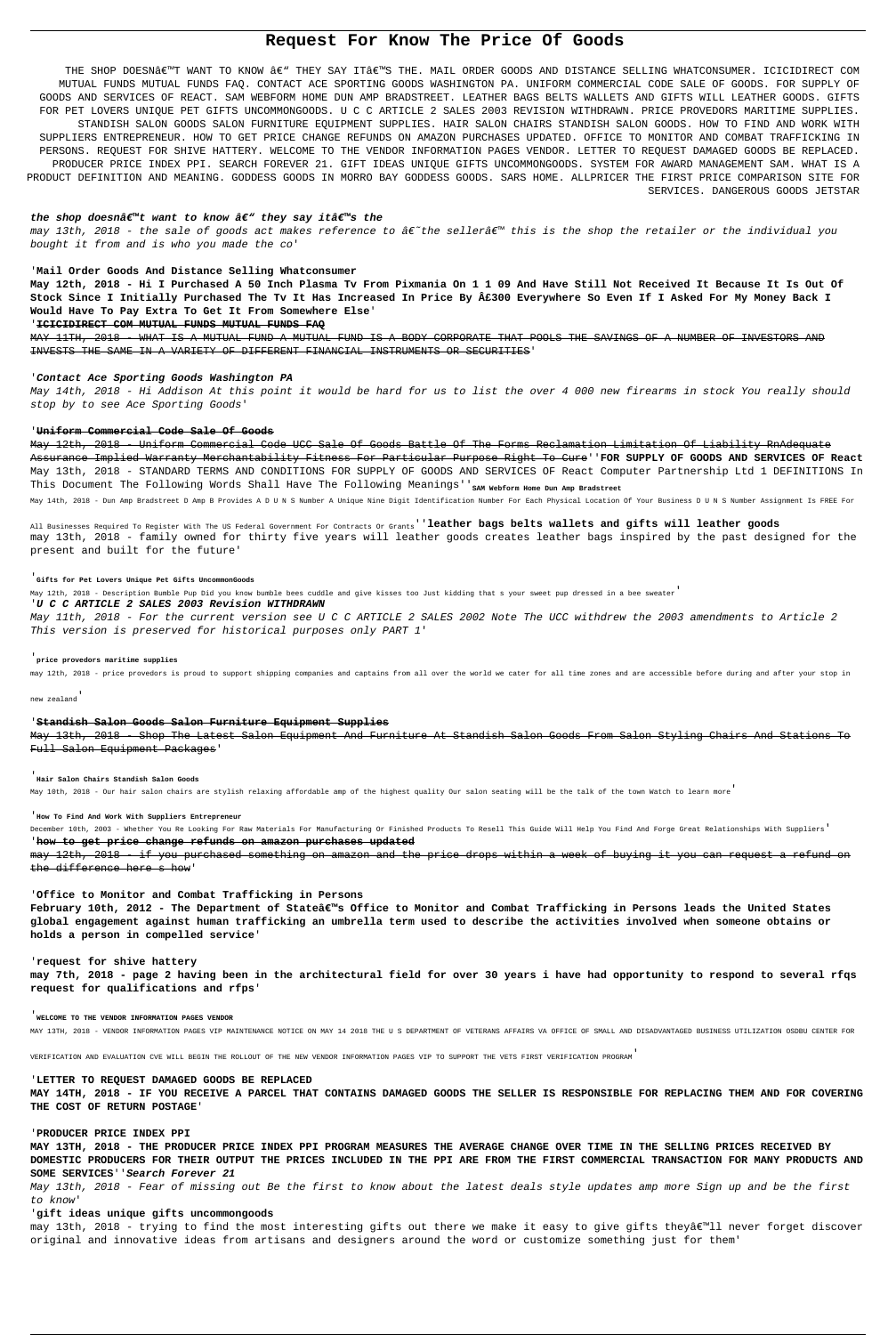# Request For Know The Price Of Goods

THE SHOP DOESN€™T WANT TO KNOW €" THEY SAY IT€™S THE. MAIL ORDER GOODS AND DISTANCE SELLING WHATCONSUMER. ICICIDIRECT COM MUTUAL FUNDS MUTUAL FUNDS FAQ. CONTACT ACE SPORTING GOODS WASHINGTON PA. UNIFORM COMMERCIAL CODE SALE OF GOODS. FOR SUPPLY OF GOODS AND SERVICES OF REACT. SAM WEBFORM HOME DUN AMP BRADSTREET. LEATHER BAGS BELTS WALLETS AND GIFTS WILL LEATHER GOODS. GIFTS FOR PET LOVERS UNIQUE PET GIFTS UNCOMMONGOODS. U C C ARTICLE 2 SALES 2003 REVISION WITHDRAWN. PRICE PROVEDORS MARITIME SUPPLIES. STANDISH SALON GOODS SALON FURNITURE EQUIPMENT SUPPLIES. HAIR SALON CHAIRS STANDISH SALON GOODS. HOW TO FIND AND WORK WITH SUPPLIERS ENTREPRENEUR. HOW TO GET PRICE CHANGE REFUNDS ON AMAZON PURCHASES UPDATED. OFFICE TO MONITOR AND COMBAT TRAFFICKING IN PERSONS. REQUEST FOR SHIVE HATTERY. WELCOME TO THE VENDOR INFORMATION PAGES VENDOR. LETTER TO REQUEST DAMAGED GOODS BE REPLACED. PRODUCER PRICE INDEX PPI. SEARCH FOREVER 21. GIFT IDEAS UNIQUE GIFTS UNCOMMONGOODS. SYSTEM FOR AWARD MANAGEMENT SAM. WHAT IS A PRODUCT DEFINITION AND MEANING. GODDESS GOODS IN MORRO BAY GODDESS GOODS. SARS HOME. ALLPRICER THE FIRST PRICE COMPARISON SITE FOR SERVICES. DANGEROUS GOODS JETSTAR

**_the shop doesn€™t want to know €" they say it€™s the_**

*may 13th, 2018 - the sale of goods act makes reference to €˜the seller€™ this is the shop the retailer or the individual you bought it from and is who you made the co'*

'**Mail Order Goods And Distance Selling Whatconsumer**

**May 12th, 2018 - Hi I Purchased A 50 Inch Plasma Tv From Pixmania On 1 1 09 And Have Still Not Received It Because It Is Out Of Stock Since I Initially Purchased The Tv It Has Increased In Price By Â£300 Everywhere So Even If I Asked For My Money Back I Would Have To Pay Extra To Get It From Somewhere Else**'

'**ICICIDIRECT COM MUTUAL FUNDS MUTUAL FUNDS FAQ**

MAY 11TH, 2018 - WHAT IS A MUTUAL FUND A MUTUAL FUND IS A BODY CORPORATE THAT POOLS THE SAVINGS OF A NUMBER OF INVESTORS AND INVESTS THE SAME IN A VARIETY OF DIFFERENT FINANCIAL INSTRUMENTS OR SECURITIES'

'**_Contact Ace Sporting Goods Washington PA_**

*May 14th, 2018 - Hi Addison At this point it would be hard for us to list the over 4 000 new firearms in stock You really should stop by to see Ace Sporting Goods*'

'**Uniform Commercial Code Sale Of Goods**

May 12th, 2018 - Uniform Commercial Code UCC Sale Of Goods Battle Of The Forms Reclamation Limitation Of Liability RnAdequate Assurance Implied Warranty Merchantability Fitness For Particular Purpose Right To Cure''**FOR SUPPLY OF GOODS AND SERVICES OF React**

May 13th, 2018 - STANDARD TERMS AND CONDITIONS FOR SUPPLY OF GOODS AND SERVICES OF React Computer Partnership Ltd 1 DEFINITIONS In This Document The Following Words Shall Have The Following Meanings''**SAM Webform Home Dun Amp Bradstreet**

May 14th, 2018 - Dun Amp Bradstreet D Amp B Provides A D U N S Number A Unique Nine Digit Identification Number For Each Physical Location Of Your Business D U N S Number Assignment Is FREE For All Businesses Required To Register With The US Federal Government For Contracts Or Grants''**leather bags belts wallets and gifts will leather goods**

may 13th, 2018 - family owned for thirty five years will leather goods creates leather bags inspired by the past designed for the present and built for the future'

'**Gifts for Pet Lovers Unique Pet Gifts UncommonGoods**

May 12th, 2018 - Description Bumble Pup Did you know bumble bees cuddle and give kisses too Just kidding that s your sweet pup dressed in a bee sweater'

'**_U C C ARTICLE 2 SALES 2003 Revision WITHDRAWN_**

*May 11th, 2018 - For the current version see U C C ARTICLE 2 SALES 2002 Note The UCC withdrew the 2003 amendments to Article 2 This version is preserved for historical purposes only PART 1*'

'**price provedors maritime supplies**

may 12th, 2018 - price provedors is proud to support shipping companies and captains from all over the world we cater for all time zones and are accessible before during and after your stop in new zealand'

'**Standish Salon Goods Salon Furniture Equipment Supplies**

May 13th, 2018 - Shop The Latest Salon Equipment And Furniture At Standish Salon Goods From Salon Styling Chairs And Stations To Full Salon Equipment Packages'

'**Hair Salon Chairs Standish Salon Goods**

May 10th, 2018 - Our hair salon chairs are stylish relaxing affordable amp of the highest quality Our salon seating will be the talk of the town Watch to learn more'

'**How To Find And Work With Suppliers Entrepreneur**

December 10th, 2003 - Whether You Re Looking For Raw Materials For Manufacturing Or Finished Products To Resell This Guide Will Help You Find And Forge Great Relationships With Suppliers'

'**how to get price change refunds on amazon purchases updated**

may 12th, 2018 - if you purchased something on amazon and the price drops within a week of buying it you can request a refund on the difference here s how'

'**Office to Monitor and Combat Trafficking in Persons**

**February 10th, 2012 - The Department of State€™s Office to Monitor and Combat Trafficking in Persons leads the United States global engagement against human trafficking an umbrella term used to describe the activities involved when someone obtains or holds a person in compelled service**'

'**request for shive hattery**

**may 7th, 2018 - page 2 having been in the architectural field for over 30 years i have had opportunity to respond to several rfqs request for qualifications and rfps**'

'**WELCOME TO THE VENDOR INFORMATION PAGES VENDOR**

MAY 13TH, 2018 - VENDOR INFORMATION PAGES VIP MAINTENANCE NOTICE ON MAY 14 2018 THE U S DEPARTMENT OF VETERANS AFFAIRS VA OFFICE OF SMALL AND DISADVANTAGED BUSINESS UTILIZATION OSDBU CENTER FOR VERIFICATION AND EVALUATION CVE WILL BEGIN THE ROLLOUT OF THE NEW VENDOR INFORMATION PAGES VIP TO SUPPORT THE VETS FIRST VERIFICATION PROGRAM'

'**LETTER TO REQUEST DAMAGED GOODS BE REPLACED**

**MAY 14TH, 2018 - IF YOU RECEIVE A PARCEL THAT CONTAINS DAMAGED GOODS THE SELLER IS RESPONSIBLE FOR REPLACING THEM AND FOR COVERING THE COST OF RETURN POSTAGE**'

'**PRODUCER PRICE INDEX PPI**

**MAY 13TH, 2018 - THE PRODUCER PRICE INDEX PPI PROGRAM MEASURES THE AVERAGE CHANGE OVER TIME IN THE SELLING PRICES RECEIVED BY DOMESTIC PRODUCERS FOR THEIR OUTPUT THE PRICES INCLUDED IN THE PPI ARE FROM THE FIRST COMMERCIAL TRANSACTION FOR MANY PRODUCTS AND SOME SERVICES**''**_Search Forever 21_**

*May 13th, 2018 - Fear of missing out Be the first to know about the latest deals style updates amp more Sign up and be the first to know*'

'**gift ideas unique gifts uncommongoods**

may 13th, 2018 - trying to find the most interesting gifts out there we make it easy to give gifts they€™ll never forget discover original and innovative ideas from artisans and designers around the word or customize something just for them'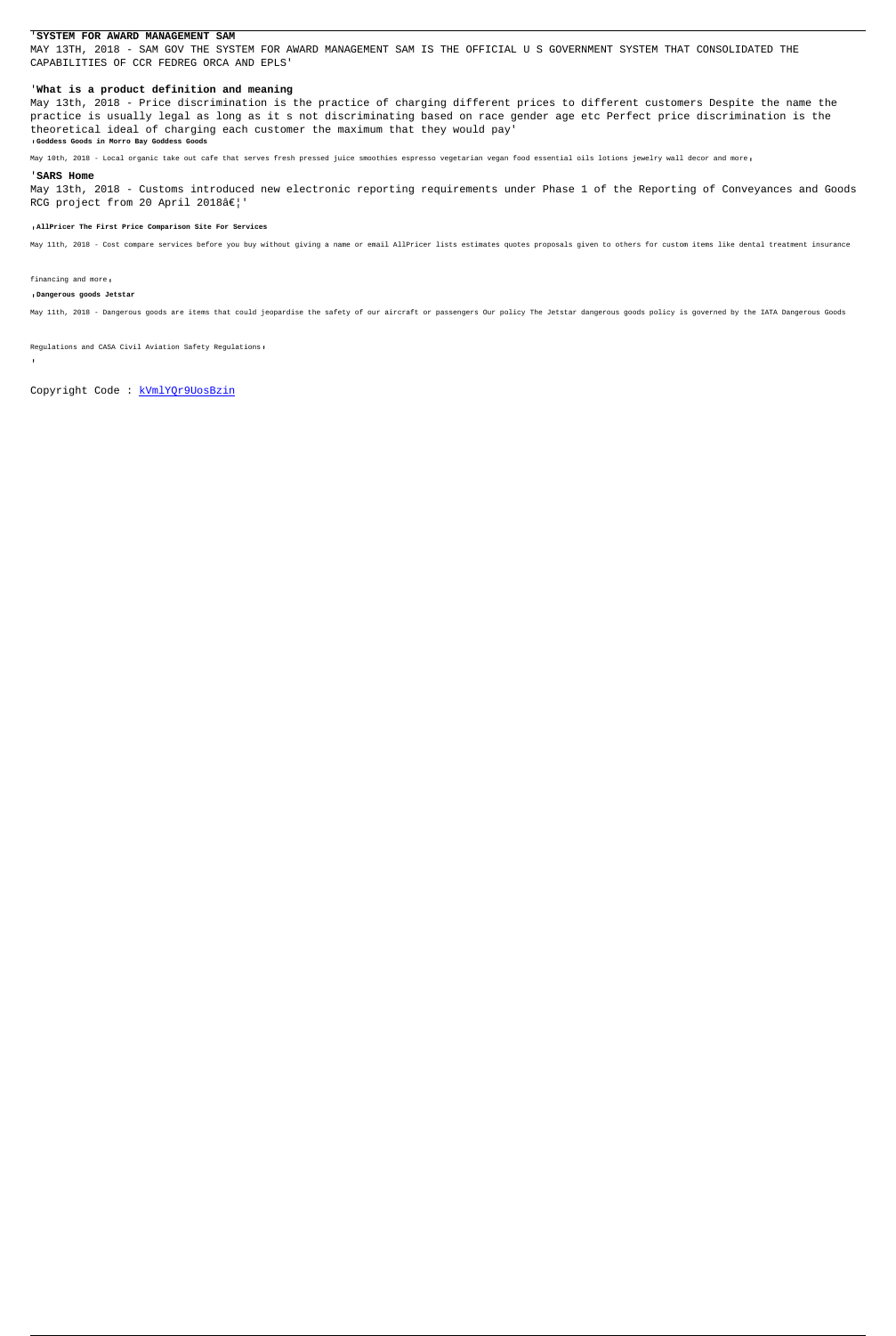'**SYSTEM FOR AWARD MANAGEMENT SAM**

MAY 13TH, 2018 - SAM GOV THE SYSTEM FOR AWARD MANAGEMENT SAM IS THE OFFICIAL U S GOVERNMENT SYSTEM THAT CONSOLIDATED THE CAPABILITIES OF CCR FEDREG ORCA AND EPLS'

'**What is a product definition and meaning**

May 13th, 2018 - Price discrimination is the practice of charging different prices to different customers Despite the name the practice is usually legal as long as it s not discriminating based on race gender age etc Perfect price discrimination is the theoretical ideal of charging each customer the maximum that they would pay'

'**Goddess Goods in Morro Bay Goddess Goods**

May 10th, 2018 - Local organic take out cafe that serves fresh pressed juice smoothies espresso vegetarian vegan food essential oils lotions jewelry wall decor and more'

'**SARS Home**

May 13th, 2018 - Customs introduced new electronic reporting requirements under Phase 1 of the Reporting of Conveyances and Goods RCG project from 20 April 2018â€¦'

'**AllPricer The First Price Comparison Site For Services**

May 11th, 2018 - Cost compare services before you buy without giving a name or email AllPricer lists estimates quotes proposals given to others for custom items like dental treatment insurance financing and more'

'**Dangerous goods Jetstar**

May 11th, 2018 - Dangerous goods are items that could jeopardise the safety of our aircraft or passengers Our policy The Jetstar dangerous goods policy is governed by the IATA Dangerous Goods Regulations and CASA Civil Aviation Safety Regulations'

'

Copyright Code : kVmlYQr9UosBzin